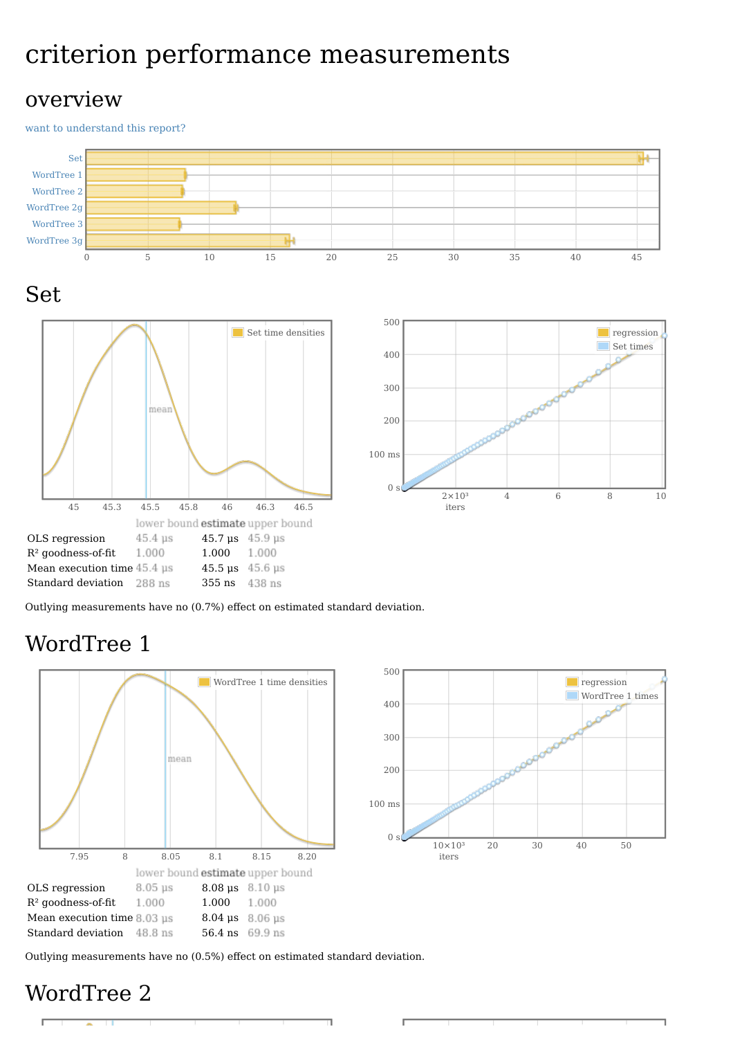# criterion performance measurements

## overview

want to understand this report?

## Set

| | lower bound | estimate | upper bound |
|---|---|---|---|
| OLS regression | 45.4 μs | 45.7 μs | 45.9 μs |
| $R^2$ goodness-of-fit | 1.000 | 1.000 | 1.000 |
| Mean execution time | 45.4 μs | 45.5 μs | 45.6 μs |
| Standard deviation | 288 ns | 355 ns | 438 ns |

Outlying measurements have no (0.7%) effect on estimated standard deviation.

## WordTree 1

| | lower bound | estimate | upper bound |
|---|---|---|---|
| OLS regression | 8.05 μs | 8.08 μs | 8.10 μs |
| $R^2$ goodness-of-fit | 1.000 | 1.000 | 1.000 |
| Mean execution time | 8.03 μs | 8.04 μs | 8.06 μs |
| Standard deviation | 48.8 ns | 56.4 ns | 69.9 ns |

Outlying measurements have no (0.5%) effect on estimated standard deviation.

## WordTree 2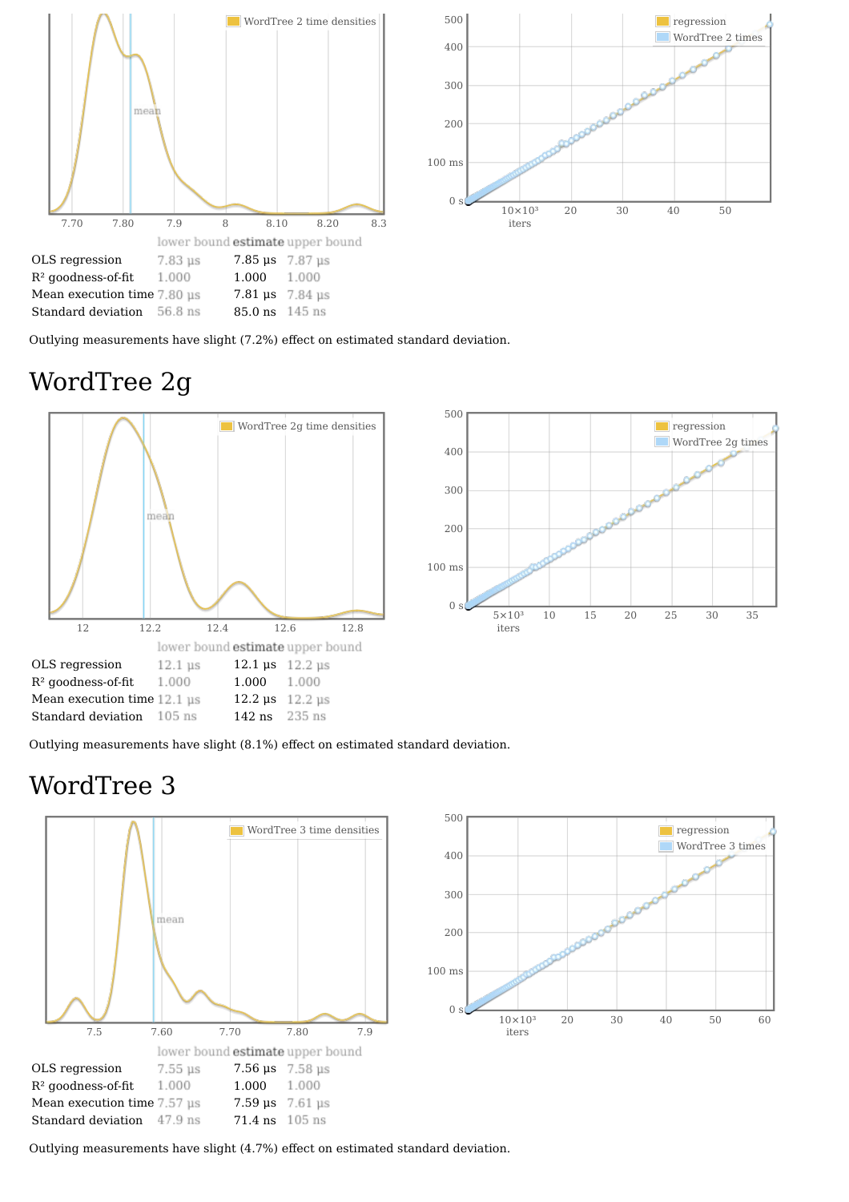| | lower bound | estimate | upper bound |
|---|---|---|---|
| OLS regression | 7.83 μs | 7.85 μs | 7.87 μs |
| $R^2$ goodness-of-fit | 1.000 | 1.000 | 1.000 |
| Mean execution time | 7.80 μs | 7.81 μs | 7.84 μs |
| Standard deviation | 56.8 ns | 85.0 ns | 145 ns |

Outlying measurements have slight (7.2%) effect on estimated standard deviation.

# WordTree 2g

| | lower bound | estimate | upper bound |
|---|---|---|---|
| OLS regression | 12.1 μs | 12.1 μs | 12.2 μs |
| $R^2$ goodness-of-fit | 1.000 | 1.000 | 1.000 |
| Mean execution time | 12.1 μs | 12.2 μs | 12.2 μs |
| Standard deviation | 105 ns | 142 ns | 235 ns |

Outlying measurements have slight (8.1%) effect on estimated standard deviation.

# WordTree 3

| | lower bound | estimate | upper bound |
|---|---|---|---|
| OLS regression | 7.55 μs | 7.56 μs | 7.58 μs |
| $R^2$ goodness-of-fit | 1.000 | 1.000 | 1.000 |
| Mean execution time | 7.57 μs | 7.59 μs | 7.61 μs |
| Standard deviation | 47.9 ns | 71.4 ns | 105 ns |

Outlying measurements have slight (4.7%) effect on estimated standard deviation.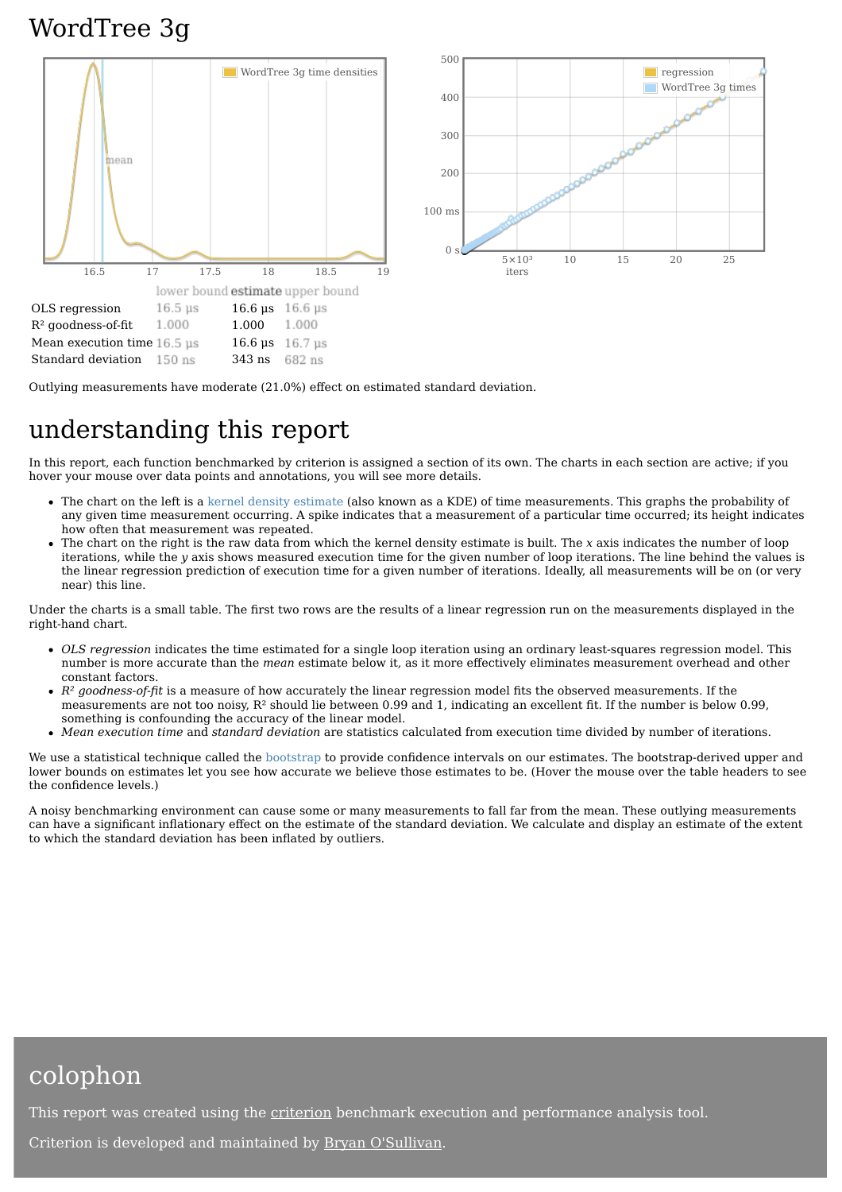# WordTree 3g

WordTree 3g time densities

mean

16.5
17
17.5
18
18.5
19

500
400
300
200
100 ms
0 s

regression
WordTree 3g times

5×10³
iters
10
15
20
25

| | lower bound | estimate | upper bound |
|---|---|---|---|
| OLS regression | 16.5 μs | 16.6 μs | 16.6 μs |
| $R^2$ goodness-of-fit | 1.000 | 1.000 | 1.000 |
| Mean execution time | 16.5 μs | 16.6 μs | 16.7 μs |
| Standard deviation | 150 ns | 343 ns | 682 ns |

Outlying measurements have moderate (21.0%) effect on estimated standard deviation.

# understanding this report

In this report, each function benchmarked by criterion is assigned a section of its own. The charts in each section are active; if you hover your mouse over data points and annotations, you will see more details.

- The chart on the left is a kernel density estimate (also known as a KDE) of time measurements. This graphs the probability of any given time measurement occurring. A spike indicates that a measurement of a particular time occurred; its height indicates how often that measurement was repeated.
- The chart on the right is the raw data from which the kernel density estimate is built. The *x* axis indicates the number of loop iterations, while the *y* axis shows measured execution time for the given number of loop iterations. The line behind the values is the linear regression prediction of execution time for a given number of iterations. Ideally, all measurements will be on (or very near) this line.

Under the charts is a small table. The first two rows are the results of a linear regression run on the measurements displayed in the right-hand chart.

- *OLS regression* indicates the time estimated for a single loop iteration using an ordinary least-squares regression model. This number is more accurate than the *mean* estimate below it, as it more effectively eliminates measurement overhead and other constant factors.
- *$R^2$ goodness-of-fit* is a measure of how accurately the linear regression model fits the observed measurements. If the measurements are not too noisy, $R^2$ should lie between 0.99 and 1, indicating an excellent fit. If the number is below 0.99, something is confounding the accuracy of the linear model.
- *Mean execution time* and *standard deviation* are statistics calculated from execution time divided by number of iterations.

We use a statistical technique called the bootstrap to provide confidence intervals on our estimates. The bootstrap-derived upper and lower bounds on estimates let you see how accurate we believe those estimates to be. (Hover the mouse over the table headers to see the confidence levels.)

A noisy benchmarking environment can cause some or many measurements to fall far from the mean. These outlying measurements can have a significant inflationary effect on the estimate of the standard deviation. We calculate and display an estimate of the extent to which the standard deviation has been inflated by outliers.

# colophon

This report was created using the criterion benchmark execution and performance analysis tool.

Criterion is developed and maintained by Bryan O'Sullivan.